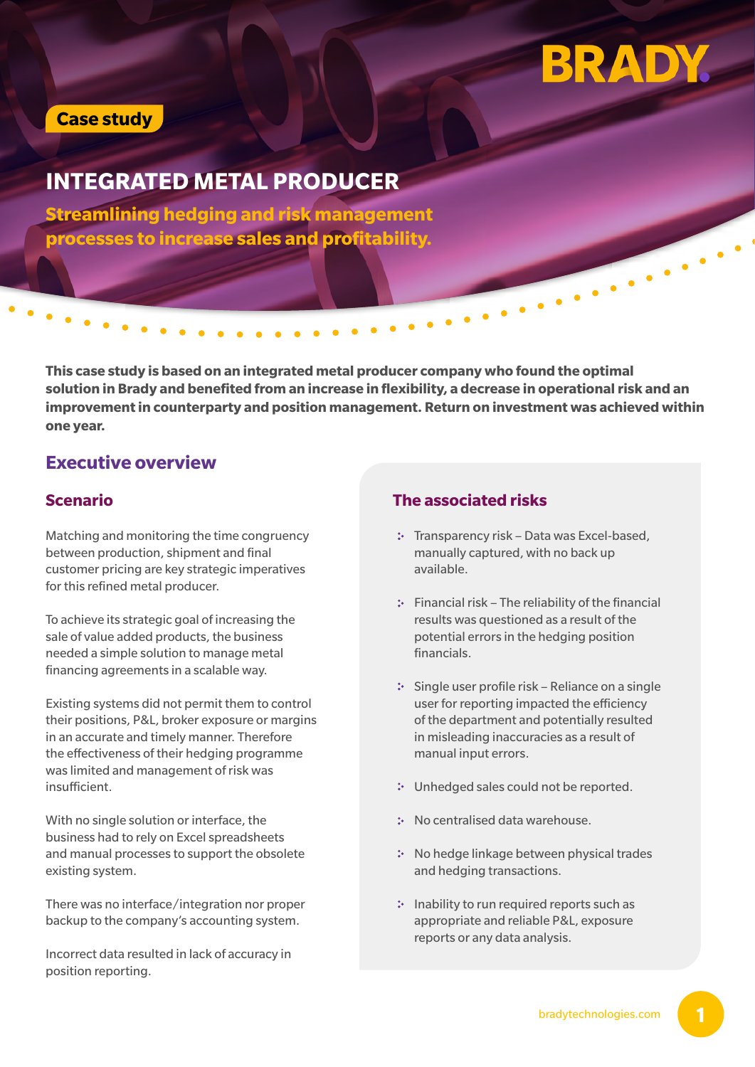Case study

# INTEGRATED METAL PRODUCER

**Streamlining hedging and risk management processes to increase sales and profitability.**

**This case study is based on an integrated metal producer company who found the optimal solution in Brady and benefited from an increase in flexibility, a decrease in operational risk and an improvement in counterparty and position management. Return on investment was achieved within one year.**

## Executive overview

### Scenario

Matching and monitoring the time congruency between production, shipment and final customer pricing are key strategic imperatives for this refined metal producer.

To achieve its strategic goal of increasing the sale of value added products, the business needed a simple solution to manage metal financing agreements in a scalable way.

Existing systems did not permit them to control their positions, P&L, broker exposure or margins in an accurate and timely manner. Therefore the effectiveness of their hedging programme was limited and management of risk was insufficient.

With no single solution or interface, the business had to rely on Excel spreadsheets and manual processes to support the obsolete existing system.

There was no interface/integration nor proper backup to the company's accounting system.

Incorrect data resulted in lack of accuracy in position reporting.

### The associated risks

- Transparency risk – Data was Excel-based, manually captured, with no back up available.
- Financial risk – The reliability of the financial results was questioned as a result of the potential errors in the hedging position financials.
- Single user profile risk – Reliance on a single user for reporting impacted the efficiency of the department and potentially resulted in misleading inaccuracies as a result of manual input errors.
- Unhedged sales could not be reported.
- No centralised data warehouse.
- No hedge linkage between physical trades and hedging transactions.
- Inability to run required reports such as appropriate and reliable P&L, exposure reports or any data analysis.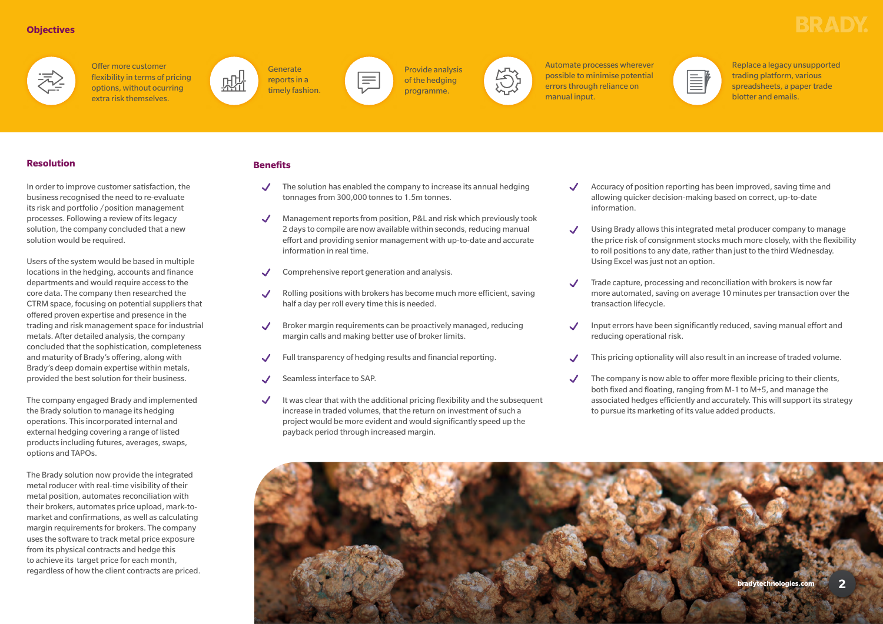## Objectives

- Offer more customer flexibility in terms of pricing options, without ocurring extra risk themselves.
- Generate reports in a timely fashion.
- Provide analysis of the hedging programme.
- Automate processes wherever possible to minimise potential errors through reliance on manual input.
- Replace a legacy unsupported trading platform, various spreadsheets, a paper trade blotter and emails.

## Resolution

In order to improve customer satisfaction, the business recognised the need to re-evaluate its risk and portfolio / position management processes. Following a review of its legacy solution, the company concluded that a new solution would be required.

Users of the system would be based in multiple locations in the hedging, accounts and finance departments and would require access to the core data. The company then researched the CTRM space, focusing on potential suppliers that offered proven expertise and presence in the trading and risk management space for industrial metals. After detailed analysis, the company concluded that the sophistication, completeness and maturity of Brady's offering, along with Brady's deep domain expertise within metals, provided the best solution for their business.

The company engaged Brady and implemented the Brady solution to manage its hedging operations. This incorporated internal and external hedging covering a range of listed products including futures, averages, swaps, options and TAPOs.

The Brady solution now provide the integrated metal roducer with real-time visibility of their metal position, automates reconciliation with their brokers, automates price upload, mark-to-market and confirmations, as well as calculating margin requirements for brokers. The company uses the software to track metal price exposure from its physical contracts and hedge this to achieve its target price for each month, regardless of how the client contracts are priced.

## Benefits

- ✓ The solution has enabled the company to increase its annual hedging tonnages from 300,000 tonnes to 1.5m tonnes.
- ✓ Management reports from position, P&L and risk which previously took 2 days to compile are now available within seconds, reducing manual effort and providing senior management with up-to-date and accurate information in real time.
- ✓ Comprehensive report generation and analysis.
- ✓ Rolling positions with brokers has become much more efficient, saving half a day per roll every time this is needed.
- ✓ Broker margin requirements can be proactively managed, reducing margin calls and making better use of broker limits.
- ✓ Full transparency of hedging results and financial reporting.
- ✓ Seamless interface to SAP.
- ✓ It was clear that with the additional pricing flexibility and the subsequent increase in traded volumes, that the return on investment of such a project would be more evident and would significantly speed up the payback period through increased margin.
- ✓ Accuracy of position reporting has been improved, saving time and allowing quicker decision-making based on correct, up-to-date information.
- ✓ Using Brady allows this integrated metal producer company to manage the price risk of consignment stocks much more closely, with the flexibility to roll positions to any date, rather than just to the third Wednesday. Using Excel was just not an option.
- ✓ Trade capture, processing and reconciliation with brokers is now far more automated, saving on average 10 minutes per transaction over the transaction lifecycle.
- ✓ Input errors have been significantly reduced, saving manual effort and reducing operational risk.
- ✓ This pricing optionality will also result in an increase of traded volume.
- ✓ The company is now able to offer more flexible pricing to their clients, both fixed and floating, ranging from M-1 to M+5, and manage the associated hedges efficiently and accurately. This will support its strategy to pursue its marketing of its value added products.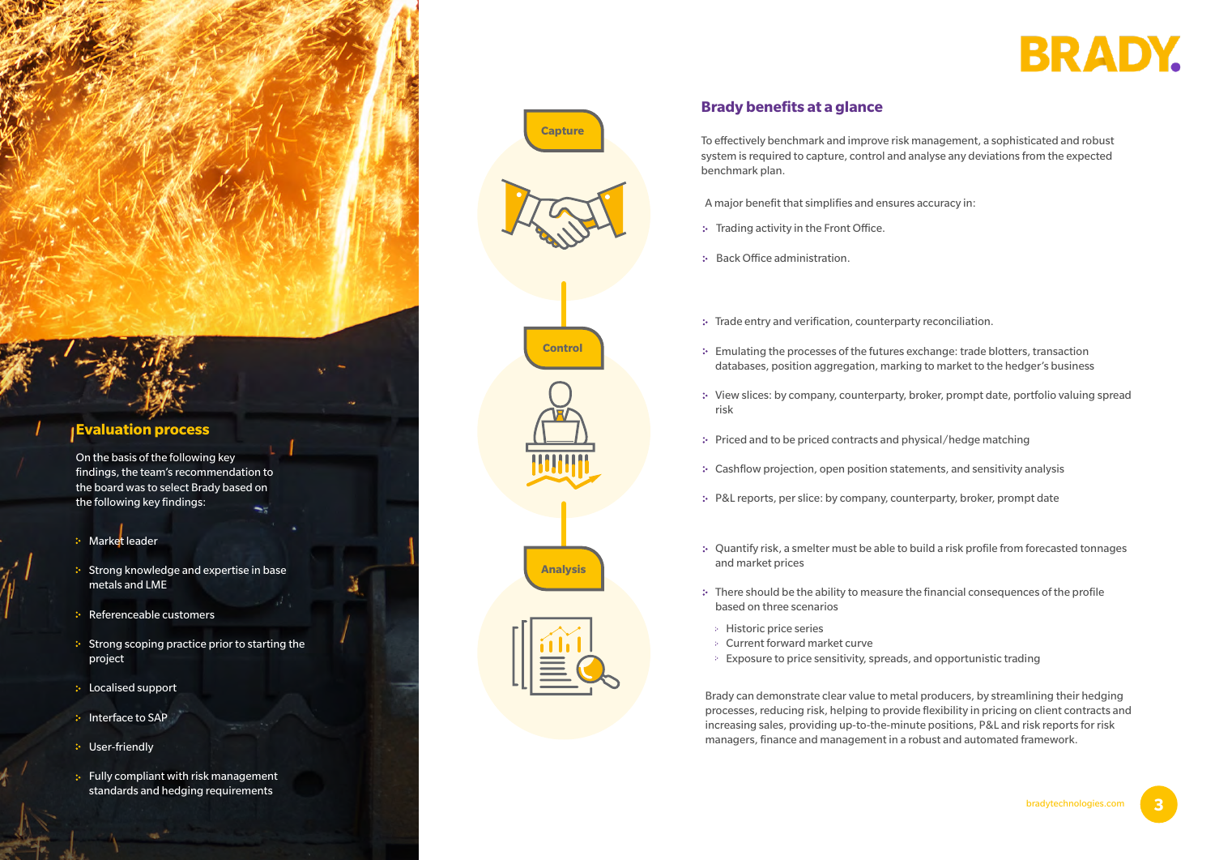## Evaluation process

On the basis of the following key findings, the team's recommendation to the board was to select Brady based on the following key findings:

- Market leader
- Strong knowledge and expertise in base metals and LME
- Referenceable customers
- Strong scoping practice prior to starting the project
- Localised support
- Interface to SAP
- User-friendly
- Fully compliant with risk management standards and hedging requirements

## Brady benefits at a glance

To effectively benchmark and improve risk management, a sophisticated and robust system is required to capture, control and analyse any deviations from the expected benchmark plan.

### Capture

A major benefit that simplifies and ensures accuracy in:

- Trading activity in the Front Office.
- Back Office administration.

### Control

- Trade entry and verification, counterparty reconciliation.
- Emulating the processes of the futures exchange: trade blotters, transaction databases, position aggregation, marking to market to the hedger's business
- View slices: by company, counterparty, broker, prompt date, portfolio valuing spread risk
- Priced and to be priced contracts and physical/hedge matching
- Cashflow projection, open position statements, and sensitivity analysis
- P&L reports, per slice: by company, counterparty, broker, prompt date

### Analysis

- Quantify risk, a smelter must be able to build a risk profile from forecasted tonnages and market prices
- There should be the ability to measure the financial consequences of the profile based on three scenarios
  - Historic price series
  - Current forward market curve
  - Exposure to price sensitivity, spreads, and opportunistic trading

Brady can demonstrate clear value to metal producers, by streamlining their hedging processes, reducing risk, helping to provide flexibility in pricing on client contracts and increasing sales, providing up-to-the-minute positions, P&L and risk reports for risk managers, finance and management in a robust and automated framework.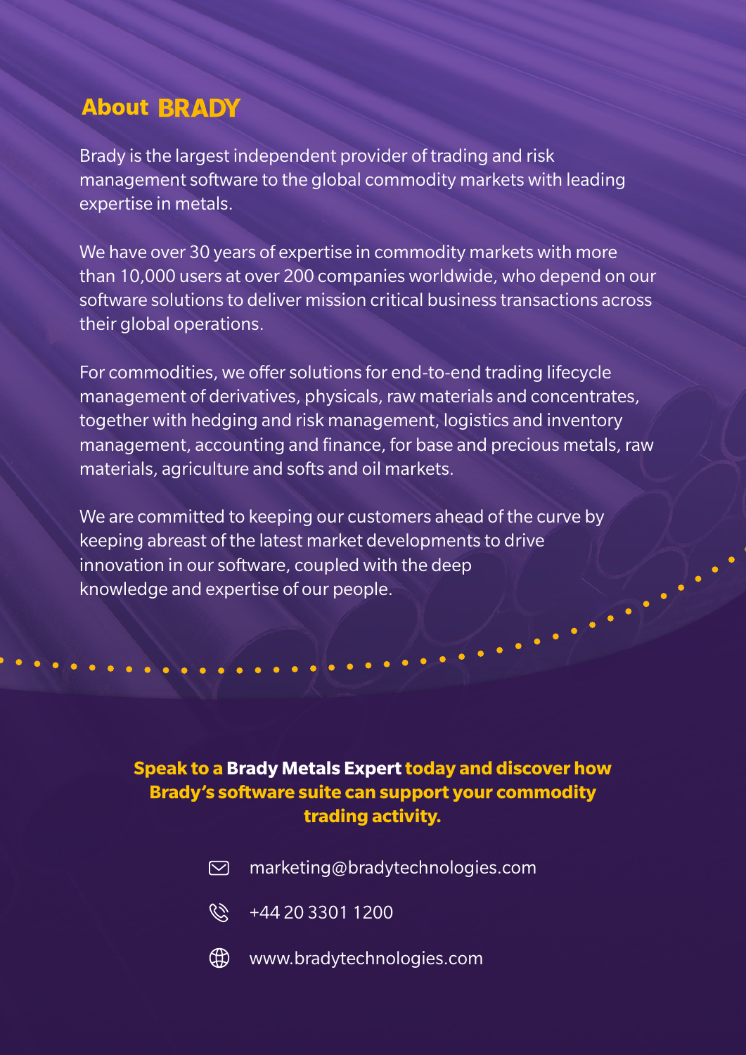## About BRADY

Brady is the largest independent provider of trading and risk management software to the global commodity markets with leading expertise in metals.

We have over 30 years of expertise in commodity markets with more than 10,000 users at over 200 companies worldwide, who depend on our software solutions to deliver mission critical business transactions across their global operations.

For commodities, we offer solutions for end-to-end trading lifecycle management of derivatives, physicals, raw materials and concentrates, together with hedging and risk management, logistics and inventory management, accounting and finance, for base and precious metals, raw materials, agriculture and softs and oil markets.

We are committed to keeping our customers ahead of the curve by keeping abreast of the latest market developments to drive innovation in our software, coupled with the deep knowledge and expertise of our people.

**Speak to a Brady Metals Expert today and discover how Brady's software suite can support your commodity trading activity.**

marketing@bradytechnologies.com

+44 20 3301 1200

www.bradytechnologies.com